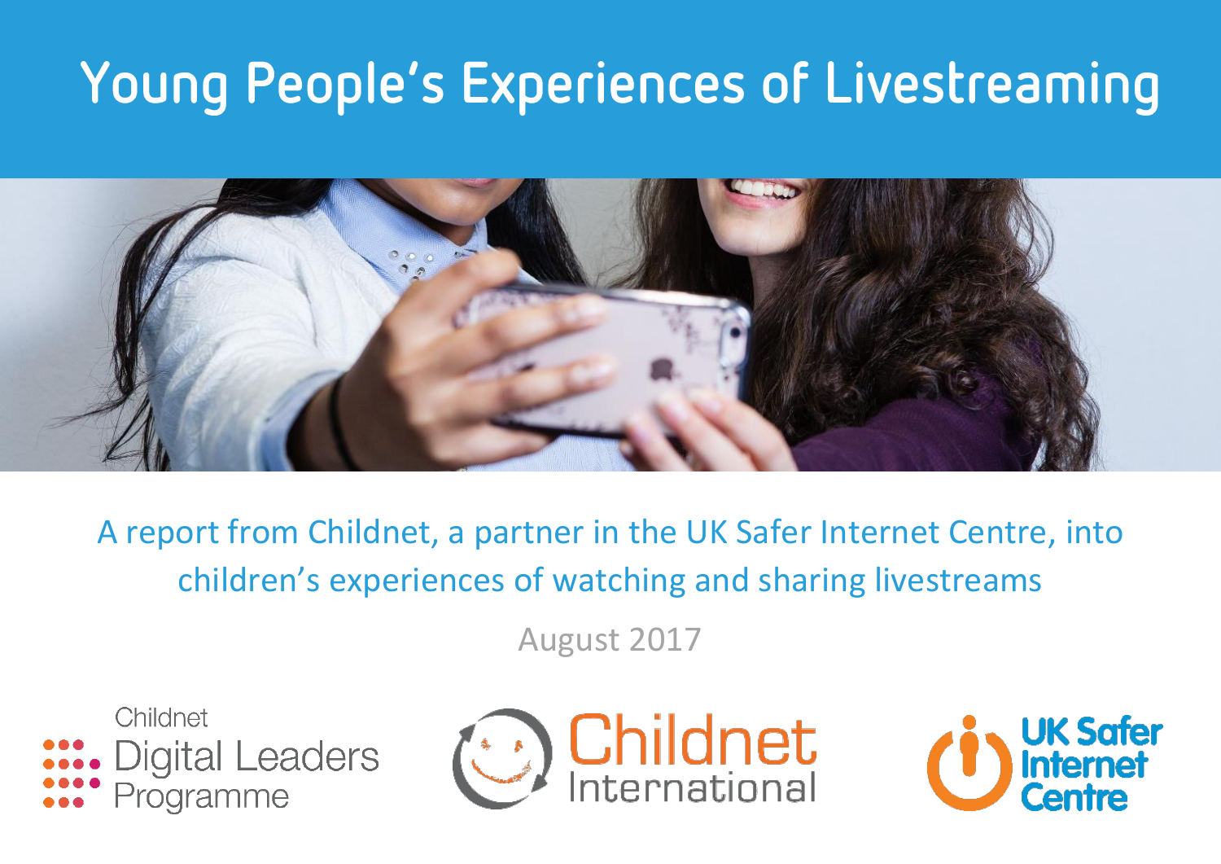# Young People's Experiences of Livestreaming

A report from Childnet, a partner in the UK Safer Internet Centre, into children's experiences of watching and sharing livestreams

August 2017

Childnet Digital Leaders Programme

Childnet International

UK Safer Internet Centre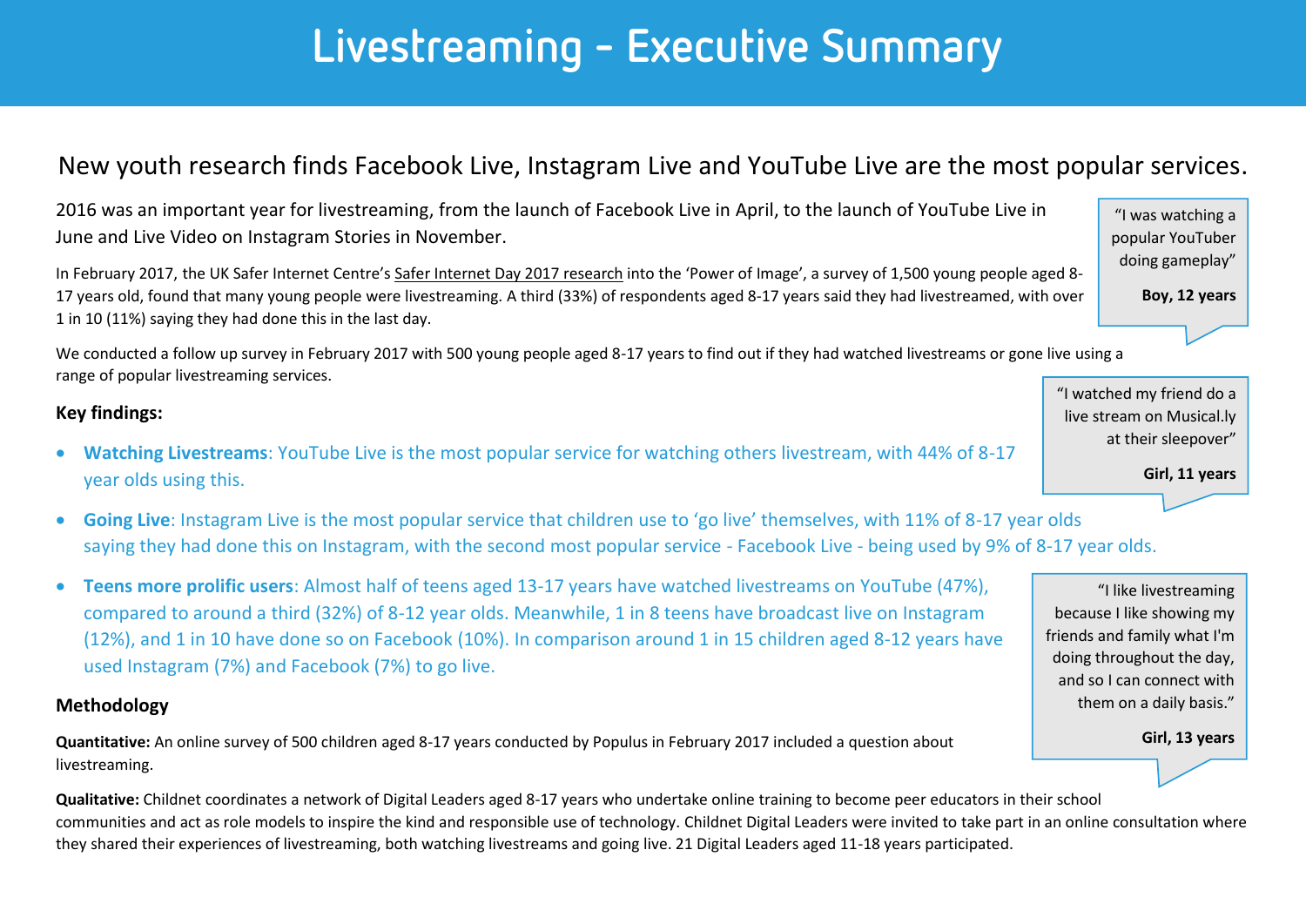# Livestreaming - Executive Summary

## New youth research finds Facebook Live, Instagram Live and YouTube Live are the most popular services.

2016 was an important year for livestreaming, from the launch of Facebook Live in April, to the launch of YouTube Live in June and Live Video on Instagram Stories in November.

In February 2017, the UK Safer Internet Centre's Safer Internet Day 2017 research into the 'Power of Image', a survey of 1,500 young people aged 8-17 years old, found that many young people were livestreaming. A third (33%) of respondents aged 8-17 years said they had livestreamed, with over 1 in 10 (11%) saying they had done this in the last day.

We conducted a follow up survey in February 2017 with 500 young people aged 8-17 years to find out if they had watched livestreams or gone live using a range of popular livestreaming services.

> "I was watching a popular YouTuber doing gameplay"
>
> **Boy, 12 years**

> "I watched my friend do a live stream on Musical.ly at their sleepover"
>
> **Girl, 11 years**

### Key findings:

- **Watching Livestreams**: YouTube Live is the most popular service for watching others livestream, with 44% of 8-17 year olds using this.
- **Going Live**: Instagram Live is the most popular service that children use to 'go live' themselves, with 11% of 8-17 year olds saying they had done this on Instagram, with the second most popular service - Facebook Live - being used by 9% of 8-17 year olds.
- **Teens more prolific users**: Almost half of teens aged 13-17 years have watched livestreams on YouTube (47%), compared to around a third (32%) of 8-12 year olds. Meanwhile, 1 in 8 teens have broadcast live on Instagram (12%), and 1 in 10 have done so on Facebook (10%). In comparison around 1 in 15 children aged 8-12 years have used Instagram (7%) and Facebook (7%) to go live.

> "I like livestreaming because I like showing my friends and family what I'm doing throughout the day, and so I can connect with them on a daily basis."
>
> **Girl, 13 years**

### Methodology

**Quantitative:** An online survey of 500 children aged 8-17 years conducted by Populus in February 2017 included a question about livestreaming.

**Qualitative:** Childnet coordinates a network of Digital Leaders aged 8-17 years who undertake online training to become peer educators in their school communities and act as role models to inspire the kind and responsible use of technology. Childnet Digital Leaders were invited to take part in an online consultation where they shared their experiences of livestreaming, both watching livestreams and going live. 21 Digital Leaders aged 11-18 years participated.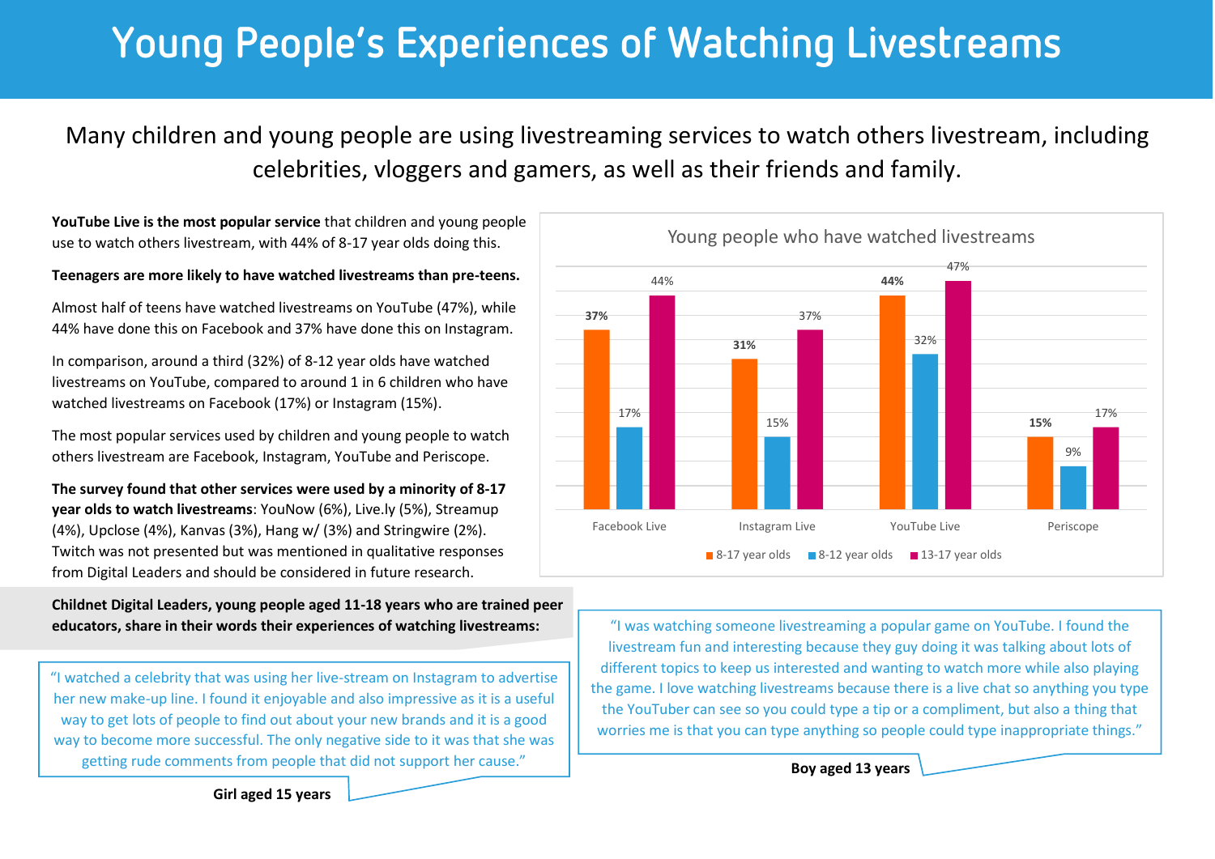# Young People's Experiences of Watching Livestreams

Many children and young people are using livestreaming services to watch others livestream, including celebrities, vloggers and gamers, as well as their friends and family.

**YouTube Live is the most popular service** that children and young people use to watch others livestream, with 44% of 8-17 year olds doing this.

**Teenagers are more likely to have watched livestreams than pre-teens.**

Almost half of teens have watched livestreams on YouTube (47%), while 44% have done this on Facebook and 37% have done this on Instagram.

In comparison, around a third (32%) of 8-12 year olds have watched livestreams on YouTube, compared to around 1 in 6 children who have watched livestreams on Facebook (17%) or Instagram (15%).

The most popular services used by children and young people to watch others livestream are Facebook, Instagram, YouTube and Periscope.

**The survey found that other services were used by a minority of 8-17 year olds to watch livestreams**: YouNow (6%), Live.ly (5%), Streamup (4%), Upclose (4%), Kanvas (3%), Hang w/ (3%) and Stringwire (2%). Twitch was not presented but was mentioned in qualitative responses from Digital Leaders and should be considered in future research.

**Young people who have watched livestreams**

| | 8-17 year olds | 8-12 year olds | 13-17 year olds |
|---|---|---|---|
| Facebook Live | 37% | 17% | 44% |
| Instagram Live | 31% | 15% | 37% |
| YouTube Live | 44% | 32% | 47% |
| Periscope | 15% | 9% | 17% |

**Childnet Digital Leaders, young people aged 11-18 years who are trained peer educators, share in their words their experiences of watching livestreams:**

> "I watched a celebrity that was using her live-stream on Instagram to advertise her new make-up line. I found it enjoyable and also impressive as it is a useful way to get lots of people to find out about your new brands and it is a good way to become more successful. The only negative side to it was that she was getting rude comments from people that did not support her cause."

**Girl aged 15 years**

> "I was watching someone livestreaming a popular game on YouTube. I found the livestream fun and interesting because they guy doing it was talking about lots of different topics to keep us interested and wanting to watch more while also playing the game. I love watching livestreams because there is a live chat so anything you type the YouTuber can see so you could type a tip or a compliment, but also a thing that worries me is that you can type anything so people could type inappropriate things."

**Boy aged 13 years**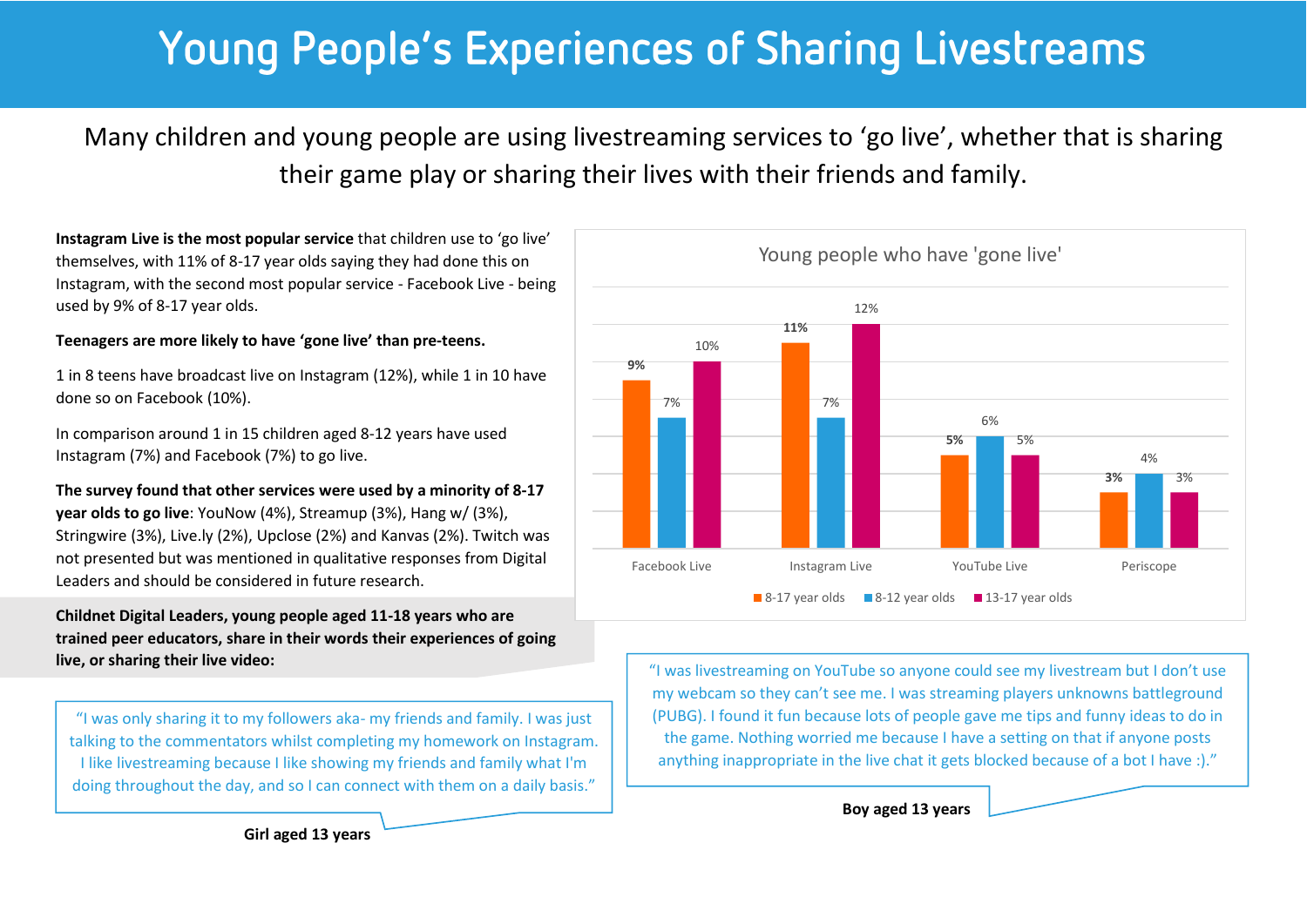# Young People's Experiences of Sharing Livestreams

Many children and young people are using livestreaming services to 'go live', whether that is sharing their game play or sharing their lives with their friends and family.

**Instagram Live is the most popular service** that children use to 'go live' themselves, with 11% of 8-17 year olds saying they had done this on Instagram, with the second most popular service - Facebook Live - being used by 9% of 8-17 year olds.

**Teenagers are more likely to have 'gone live' than pre-teens.**

1 in 8 teens have broadcast live on Instagram (12%), while 1 in 10 have done so on Facebook (10%).

In comparison around 1 in 15 children aged 8-12 years have used Instagram (7%) and Facebook (7%) to go live.

**The survey found that other services were used by a minority of 8-17 year olds to go live**: YouNow (4%), Streamup (3%), Hang w/ (3%), Stringwire (3%), Live.ly (2%), Upclose (2%) and Kanvas (2%). Twitch was not presented but was mentioned in qualitative responses from Digital Leaders and should be considered in future research.

**Young people who have 'gone live'**

| | 8-17 year olds | 8-12 year olds | 13-17 year olds |
|---|---|---|---|
| Facebook Live | 9% | 7% | 10% |
| Instagram Live | 11% | 7% | 12% |
| YouTube Live | 5% | 6% | 5% |
| Periscope | 3% | 4% | 3% |

**Childnet Digital Leaders, young people aged 11-18 years who are trained peer educators, share in their words their experiences of going live, or sharing their live video:**

"I was only sharing it to my followers aka- my friends and family. I was just talking to the commentators whilst completing my homework on Instagram. I like livestreaming because I like showing my friends and family what I'm doing throughout the day, and so I can connect with them on a daily basis."

**Girl aged 13 years**

"I was livestreaming on YouTube so anyone could see my livestream but I don't use my webcam so they can't see me. I was streaming players unknowns battleground (PUBG). I found it fun because lots of people gave me tips and funny ideas to do in the game. Nothing worried me because I have a setting on that if anyone posts anything inappropriate in the live chat it gets blocked because of a bot I have :)."

**Boy aged 13 years**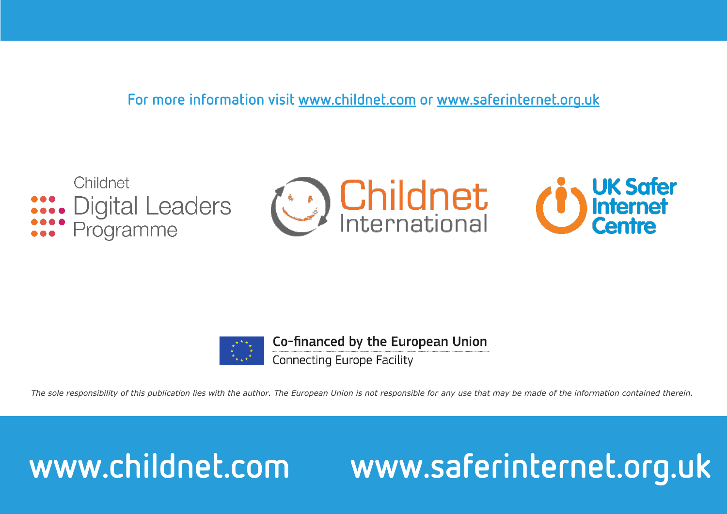For more information visit www.childnet.com or www.saferinternet.org.uk

Childnet Digital Leaders Programme

Childnet International

UK Safer Internet Centre

Co-financed by the European Union
Connecting Europe Facility

*The sole responsibility of this publication lies with the author. The European Union is not responsible for any use that may be made of the information contained therein.*

www.childnet.com www.saferinternet.org.uk